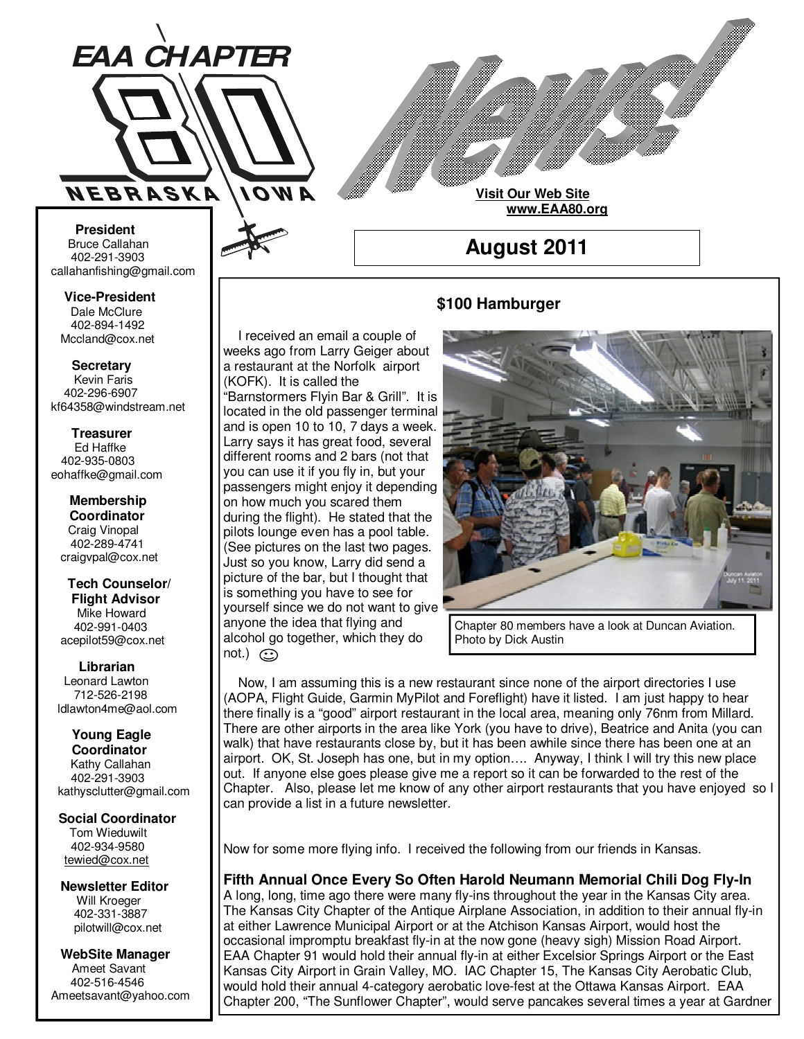# EAA CHAPTER 80

NEBRASKA IOWA

# News!

**Visit Our Web Site**
**www.EAA80.org**

## August 2011

**President**
Bruce Callahan
402-291-3903
callahanfishing@gmail.com

**Vice-President**
Dale McClure
402-894-1492
Mccland@cox.net

**Secretary**
Kevin Faris
402-296-6907
kf64358@windstream.net

**Treasurer**
Ed Haffke
402-935-0803
eohaffke@gmail.com

**Membership Coordinator**
Craig Vinopal
402-289-4741
craigvpal@cox.net

**Tech Counselor/ Flight Advisor**
Mike Howard
402-991-0403
acepilot59@cox.net

**Librarian**
Leonard Lawton
712-526-2198
ldlawton4me@aol.com

**Young Eagle Coordinator**
Kathy Callahan
402-291-3903
kathysclutter@gmail.com

**Social Coordinator**
Tom Wieduwilt
402-934-9580
tewied@cox.net

**Newsletter Editor**
Will Kroeger
402-331-3887
pilotwill@cox.net

**WebSite Manager**
Ameet Savant
402-516-4546
Ameetsavant@yahoo.com

### $100 Hamburger

I received an email a couple of weeks ago from Larry Geiger about a restaurant at the Norfolk airport (KOFK). It is called the "Barnstormers Flyin Bar & Grill". It is located in the old passenger terminal and is open 10 to 10, 7 days a week. Larry says it has great food, several different rooms and 2 bars (not that you can use it if you fly in, but your passengers might enjoy it depending on how much you scared them during the flight). He stated that the pilots lounge even has a pool table. (See pictures on the last two pages. Just so you know, Larry did send a picture of the bar, but I thought that is something you have to see for yourself since we do not want to give anyone the idea that flying and alcohol go together, which they do not.) ☺

Chapter 80 members have a look at Duncan Aviation. Photo by Dick Austin

Now, I am assuming this is a new restaurant since none of the airport directories I use (AOPA, Flight Guide, Garmin MyPilot and Foreflight) have it listed. I am just happy to hear there finally is a "good" airport restaurant in the local area, meaning only 76nm from Millard. There are other airports in the area like York (you have to drive), Beatrice and Anita (you can walk) that have restaurants close by, but it has been awhile since there has been one at an airport. OK, St. Joseph has one, but in my option…. Anyway, I think I will try this new place out. If anyone else goes please give me a report so it can be forwarded to the rest of the Chapter. Also, please let me know of any other airport restaurants that you have enjoyed so I can provide a list in a future newsletter.

Now for some more flying info. I received the following from our friends in Kansas.

### Fifth Annual Once Every So Often Harold Neumann Memorial Chili Dog Fly-In

A long, long, time ago there were many fly-ins throughout the year in the Kansas City area. The Kansas City Chapter of the Antique Airplane Association, in addition to their annual fly-in at either Lawrence Municipal Airport or at the Atchison Kansas Airport, would host the occasional impromptu breakfast fly-in at the now gone (heavy sigh) Mission Road Airport. EAA Chapter 91 would hold their annual fly-ins at either Excelsior Springs Airport or the East Kansas City Airport in Grain Valley, MO. IAC Chapter 15, The Kansas City Aerobatic Club, would hold their annual 4-category aerobatic love-fest at the Ottawa Kansas Airport. EAA Chapter 200, "The Sunflower Chapter", would serve pancakes several times a year at Gardner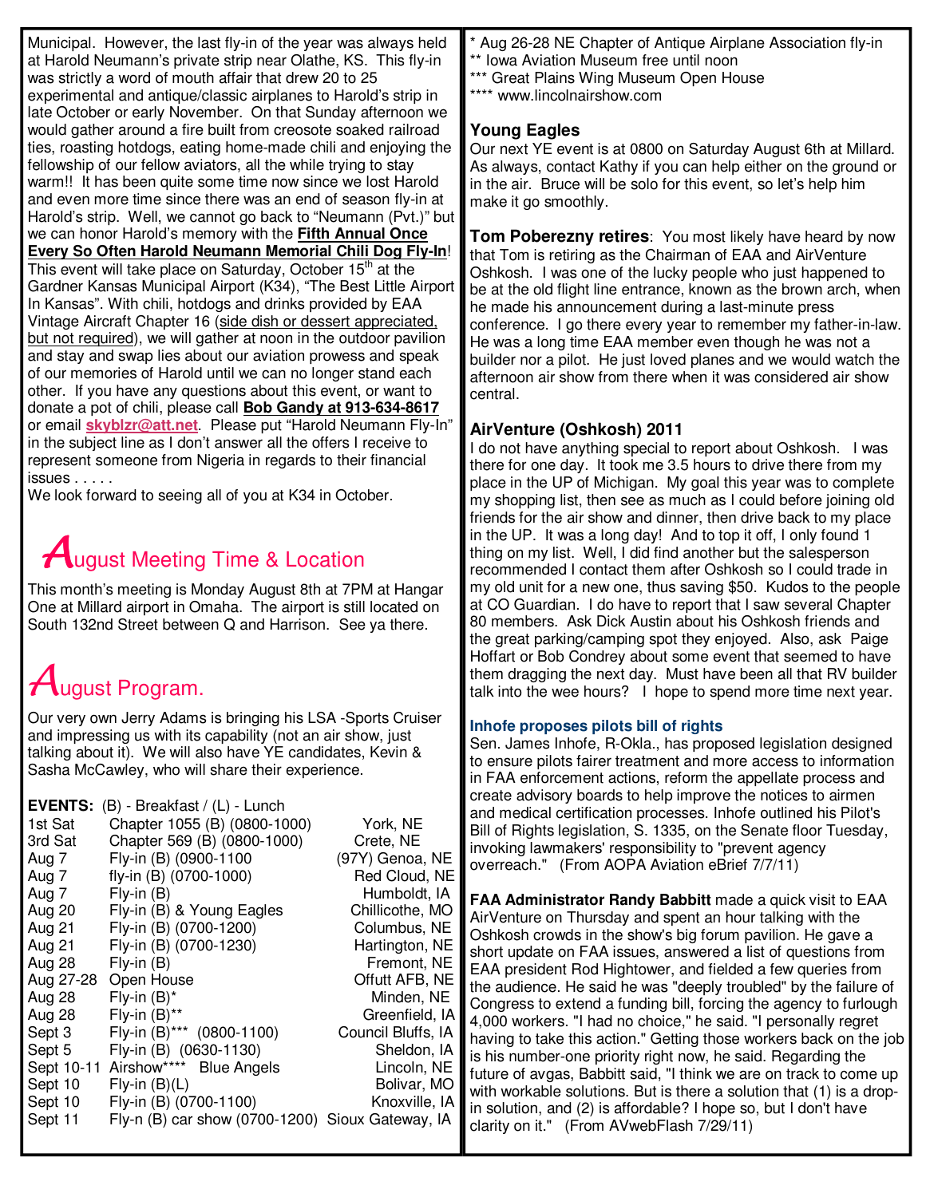Municipal. However, the last fly-in of the year was always held at Harold Neumann's private strip near Olathe, KS. This fly-in was strictly a word of mouth affair that drew 20 to 25 experimental and antique/classic airplanes to Harold's strip in late October or early November. On that Sunday afternoon we would gather around a fire built from creosote soaked railroad ties, roasting hotdogs, eating home-made chili and enjoying the fellowship of our fellow aviators, all the while trying to stay warm!! It has been quite some time now since we lost Harold and even more time since there was an end of season fly-in at Harold's strip. Well, we cannot go back to "Neumann (Pvt.)" but we can honor Harold's memory with the **Fifth Annual Once Every So Often Harold Neumann Memorial Chili Dog Fly-In**! This event will take place on Saturday, October 15th at the Gardner Kansas Municipal Airport (K34), "The Best Little Airport In Kansas". With chili, hotdogs and drinks provided by EAA Vintage Aircraft Chapter 16 (side dish or dessert appreciated, but not required), we will gather at noon in the outdoor pavilion and stay and swap lies about our aviation prowess and speak of our memories of Harold until we can no longer stand each other. If you have any questions about this event, or want to donate a pot of chili, please call **Bob Gandy at 913-634-8617** or email **skyblzr@att.net**. Please put "Harold Neumann Fly-In" in the subject line as I don't answer all the offers I receive to represent someone from Nigeria in regards to their financial issues . . . . .

We look forward to seeing all of you at K34 in October.

## August Meeting Time & Location

This month's meeting is Monday August 8th at 7PM at Hangar One at Millard airport in Omaha. The airport is still located on South 132nd Street between Q and Harrison. See ya there.

## August Program.

Our very own Jerry Adams is bringing his LSA -Sports Cruiser and impressing us with its capability (not an air show, just talking about it). We will also have YE candidates, Kevin & Sasha McCawley, who will share their experience.

**EVENTS:** (B) - Breakfast / (L) - Lunch

| | | |
|---|---|---|
| 1st Sat | Chapter 1055 (B) (0800-1000) | York, NE |
| 3rd Sat | Chapter 569 (B) (0800-1000) | Crete, NE |
| Aug 7 | Fly-in (B) (0900-1100 | (97Y) Genoa, NE |
| Aug 7 | fly-in (B) (0700-1000) | Red Cloud, NE |
| Aug 7 | Fly-in (B) | Humboldt, IA |
| Aug 20 | Fly-in (B) & Young Eagles | Chillicothe, MO |
| Aug 21 | Fly-in (B) (0700-1200) | Columbus, NE |
| Aug 21 | Fly-in (B) (0700-1230) | Hartington, NE |
| Aug 28 | Fly-in (B) | Fremont, NE |
| Aug 27-28 | Open House | Offutt AFB, NE |
| Aug 28 | Fly-in (B)* | Minden, NE |
| Aug 28 | Fly-in (B)** | Greenfield, IA |
| Sept 3 | Fly-in (B)*** (0800-1100) | Council Bluffs, IA |
| Sept 5 | Fly-in (B) (0630-1130) | Sheldon, IA |
| Sept 10-11 | Airshow**** Blue Angels | Lincoln, NE |
| Sept 10 | Fly-in (B)(L) | Bolivar, MO |
| Sept 10 | Fly-in (B) (0700-1100) | Knoxville, IA |
| Sept 11 | Fly-n (B) car show (0700-1200) | Sioux Gateway, IA |

\* Aug 26-28 NE Chapter of Antique Airplane Association fly-in
** Iowa Aviation Museum free until noon
*** Great Plains Wing Museum Open House
**** www.lincolnairshow.com

### Young Eagles

Our next YE event is at 0800 on Saturday August 6th at Millard. As always, contact Kathy if you can help either on the ground or in the air. Bruce will be solo for this event, so let's help him make it go smoothly.

**Tom Poberezny retires**: You most likely have heard by now that Tom is retiring as the Chairman of EAA and AirVenture Oshkosh. I was one of the lucky people who just happened to be at the old flight line entrance, known as the brown arch, when he made his announcement during a last-minute press conference. I go there every year to remember my father-in-law. He was a long time EAA member even though he was not a builder nor a pilot. He just loved planes and we would watch the afternoon air show from there when it was considered air show central.

### AirVenture (Oshkosh) 2011

I do not have anything special to report about Oshkosh. I was there for one day. It took me 3.5 hours to drive there from my place in the UP of Michigan. My goal this year was to complete my shopping list, then see as much as I could before joining old friends for the air show and dinner, then drive back to my place in the UP. It was a long day! And to top it off, I only found 1 thing on my list. Well, I did find another but the salesperson recommended I contact them after Oshkosh so I could trade in my old unit for a new one, thus saving $50. Kudos to the people at CO Guardian. I do have to report that I saw several Chapter 80 members. Ask Dick Austin about his Oshkosh friends and the great parking/camping spot they enjoyed. Also, ask Paige Hoffart or Bob Condrey about some event that seemed to have them dragging the next day. Must have been all that RV builder talk into the wee hours? I hope to spend more time next year.

#### Inhofe proposes pilots bill of rights

Sen. James Inhofe, R-Okla., has proposed legislation designed to ensure pilots fairer treatment and more access to information in FAA enforcement actions, reform the appellate process and create advisory boards to help improve the notices to airmen and medical certification processes. Inhofe outlined his Pilot's Bill of Rights legislation, S. 1335, on the Senate floor Tuesday, invoking lawmakers' responsibility to "prevent agency overreach." (From AOPA Aviation eBrief 7/7/11)

**FAA Administrator Randy Babbitt** made a quick visit to EAA AirVenture on Thursday and spent an hour talking with the Oshkosh crowds in the show's big forum pavilion. He gave a short update on FAA issues, answered a list of questions from EAA president Rod Hightower, and fielded a few queries from the audience. He said he was "deeply troubled" by the failure of Congress to extend a funding bill, forcing the agency to furlough 4,000 workers. "I had no choice," he said. "I personally regret having to take this action." Getting those workers back on the job is his number-one priority right now, he said. Regarding the future of avgas, Babbitt said, "I think we are on track to come up with workable solutions. But is there a solution that (1) is a drop-in solution, and (2) is affordable? I hope so, but I don't have clarity on it." (From AVwebFlash 7/29/11)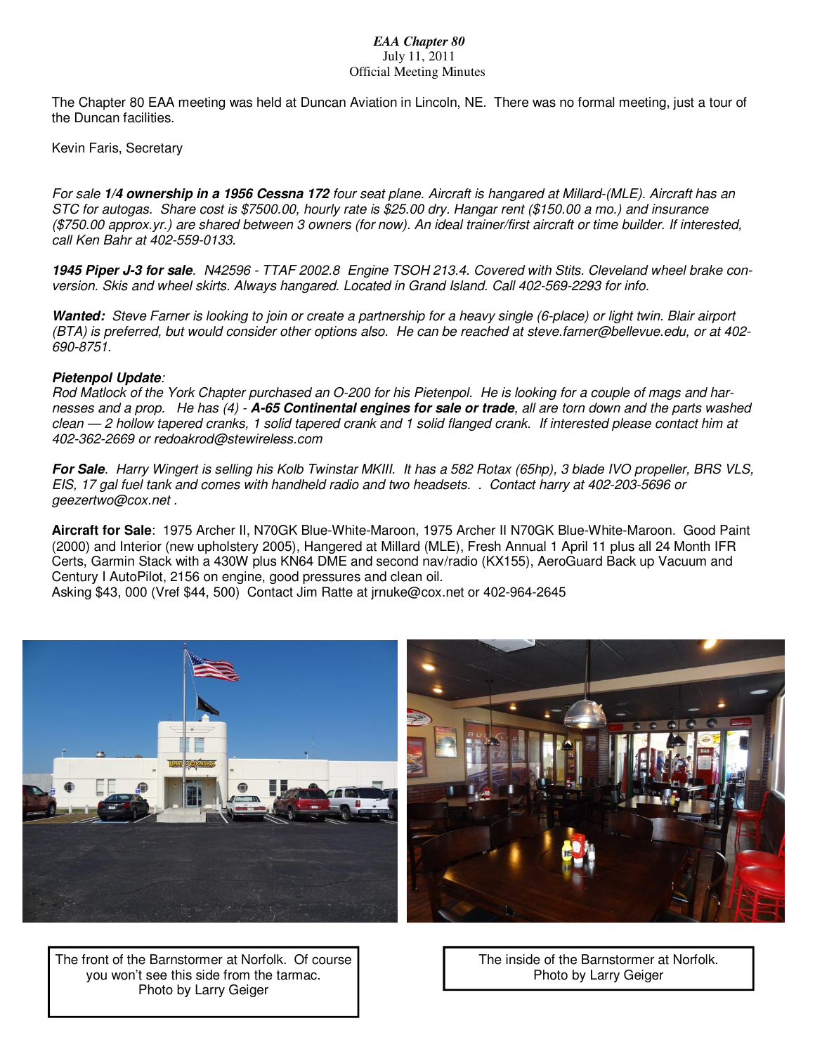*EAA Chapter 80*
July 11, 2011
Official Meeting Minutes

The Chapter 80 EAA meeting was held at Duncan Aviation in Lincoln, NE. There was no formal meeting, just a tour of the Duncan facilities.

Kevin Faris, Secretary

*For sale **1/4 ownership in a 1956 Cessna 172** four seat plane. Aircraft is hangared at Millard-(MLE). Aircraft has an STC for autogas. Share cost is $7500.00, hourly rate is $25.00 dry. Hangar rent ($150.00 a mo.) and insurance ($750.00 approx.yr.) are shared between 3 owners (for now). An ideal trainer/first aircraft or time builder. If interested, call Ken Bahr at 402-559-0133.*

***1945 Piper J-3 for sale**. N42596 - TTAF 2002.8 Engine TSOH 213.4. Covered with Stits. Cleveland wheel brake conversion. Skis and wheel skirts. Always hangared. Located in Grand Island. Call 402-569-2293 for info.*

***Wanted:** Steve Farner is looking to join or create a partnership for a heavy single (6-place) or light twin. Blair airport (BTA) is preferred, but would consider other options also. He can be reached at steve.farner@bellevue.edu, or at 402-690-8751.*

***Pietenpol Update**:*
*Rod Matlock of the York Chapter purchased an O-200 for his Pietenpol. He is looking for a couple of mags and harnesses and a prop. He has (4) - **A-65 Continental engines for sale or trade**, all are torn down and the parts washed clean — 2 hollow tapered cranks, 1 solid tapered crank and 1 solid flanged crank. If interested please contact him at 402-362-2669 or redoakrod@stewireless.com*

***For Sale**. Harry Wingert is selling his Kolb Twinstar MKIII. It has a 582 Rotax (65hp), 3 blade IVO propeller, BRS VLS, EIS, 17 gal fuel tank and comes with handheld radio and two headsets. . Contact harry at 402-203-5696 or geezertwo@cox.net .*

**Aircraft for Sale**: 1975 Archer II, N70GK Blue-White-Maroon, 1975 Archer II N70GK Blue-White-Maroon. Good Paint (2000) and Interior (new upholstery 2005), Hangered at Millard (MLE), Fresh Annual 1 April 11 plus all 24 Month IFR Certs, Garmin Stack with a 430W plus KN64 DME and second nav/radio (KX155), AeroGuard Back up Vacuum and Century I AutoPilot, 2156 on engine, good pressures and clean oil.
Asking $43, 000 (Vref $44, 500) Contact Jim Ratte at jrnuke@cox.net or 402-964-2645

The front of the Barnstormer at Norfolk. Of course you won't see this side from the tarmac.
Photo by Larry Geiger

The inside of the Barnstormer at Norfolk.
Photo by Larry Geiger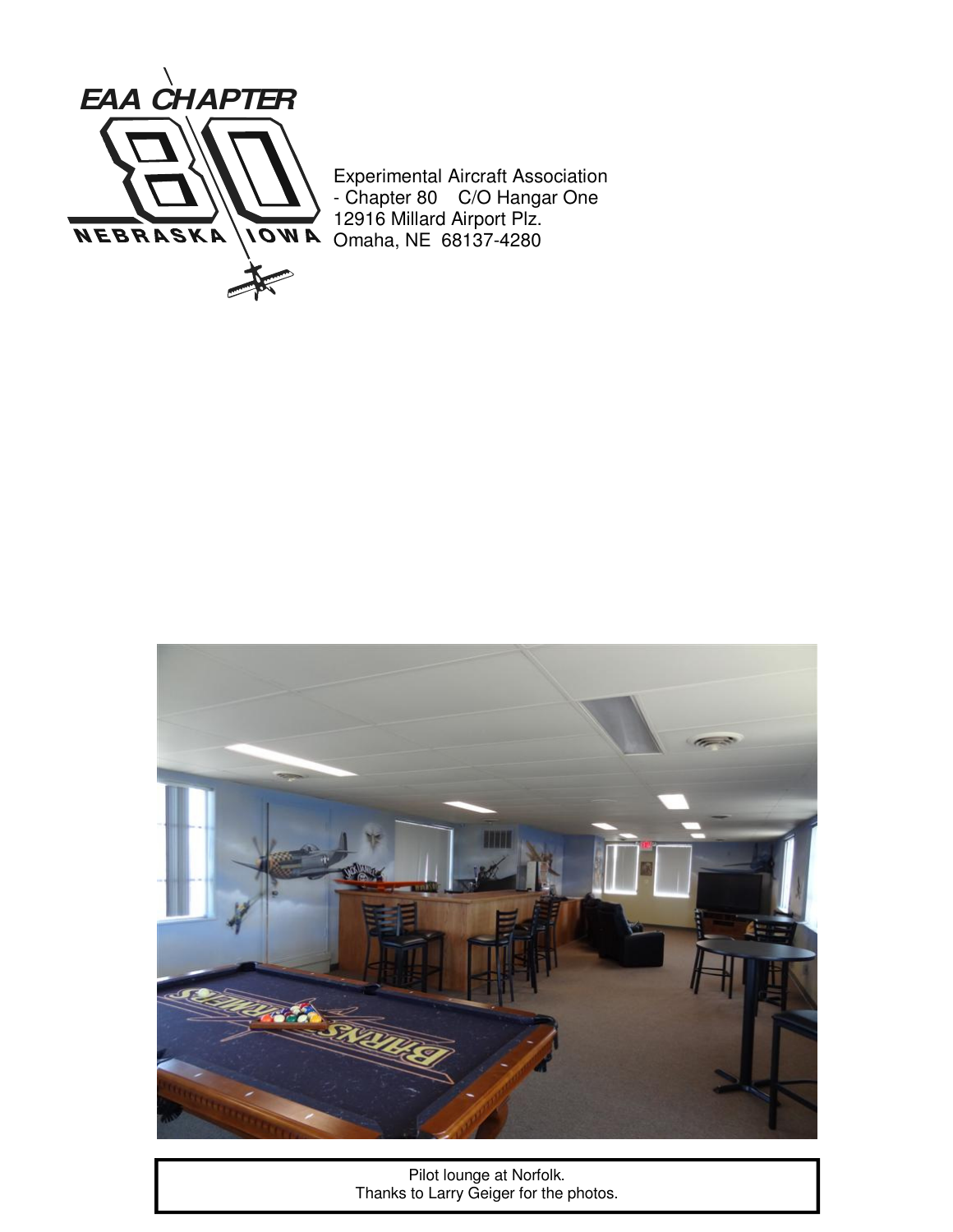Experimental Aircraft Association
- Chapter 80    C/O Hangar One
12916 Millard Airport Plz.
Omaha, NE  68137-4280

Pilot lounge at Norfolk.
Thanks to Larry Geiger for the photos.